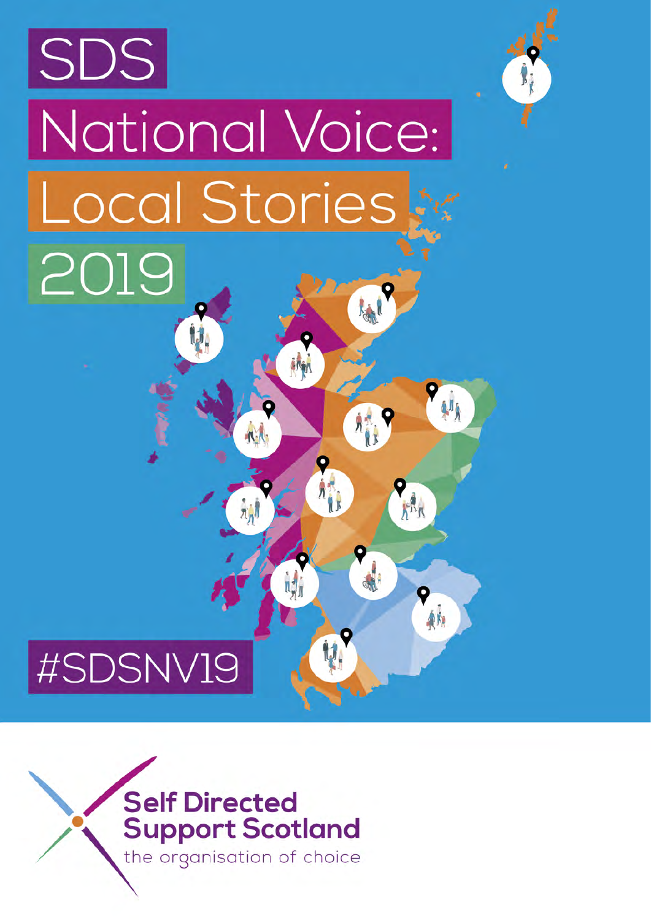# SDS National Voice: Local Stories 2019

#SDSNV19

**Self Directed Support Scotland**

the organisation of choice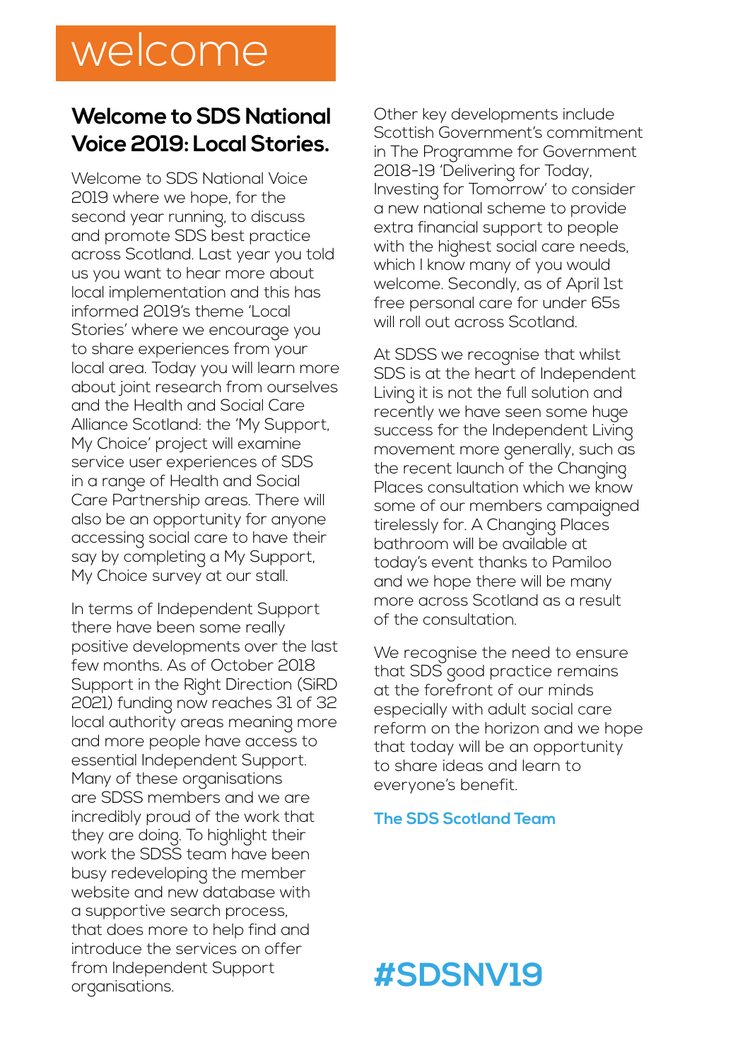# welcome

## Welcome to SDS National Voice 2019: Local Stories.

Welcome to SDS National Voice 2019 where we hope, for the second year running, to discuss and promote SDS best practice across Scotland. Last year you told us you want to hear more about local implementation and this has informed 2019's theme 'Local Stories' where we encourage you to share experiences from your local area. Today you will learn more about joint research from ourselves and the Health and Social Care Alliance Scotland: the 'My Support, My Choice' project will examine service user experiences of SDS in a range of Health and Social Care Partnership areas. There will also be an opportunity for anyone accessing social care to have their say by completing a My Support, My Choice survey at our stall.

In terms of Independent Support there have been some really positive developments over the last few months. As of October 2018 Support in the Right Direction (SiRD 2021) funding now reaches 31 of 32 local authority areas meaning more and more people have access to essential Independent Support. Many of these organisations are SDSS members and we are incredibly proud of the work that they are doing. To highlight their work the SDSS team have been busy redeveloping the member website and new database with a supportive search process, that does more to help find and introduce the services on offer from Independent Support organisations.

Other key developments include Scottish Government's commitment in The Programme for Government 2018-19 'Delivering for Today, Investing for Tomorrow' to consider a new national scheme to provide extra financial support to people with the highest social care needs, which I know many of you would welcome. Secondly, as of April 1st free personal care for under 65s will roll out across Scotland.

At SDSS we recognise that whilst SDS is at the heart of Independent Living it is not the full solution and recently we have seen some huge success for the Independent Living movement more generally, such as the recent launch of the Changing Places consultation which we know some of our members campaigned tirelessly for. A Changing Places bathroom will be available at today's event thanks to Pamiloo and we hope there will be many more across Scotland as a result of the consultation.

We recognise the need to ensure that SDS good practice remains at the forefront of our minds especially with adult social care reform on the horizon and we hope that today will be an opportunity to share ideas and learn to everyone's benefit.

**The SDS Scotland Team**

**#SDSNV19**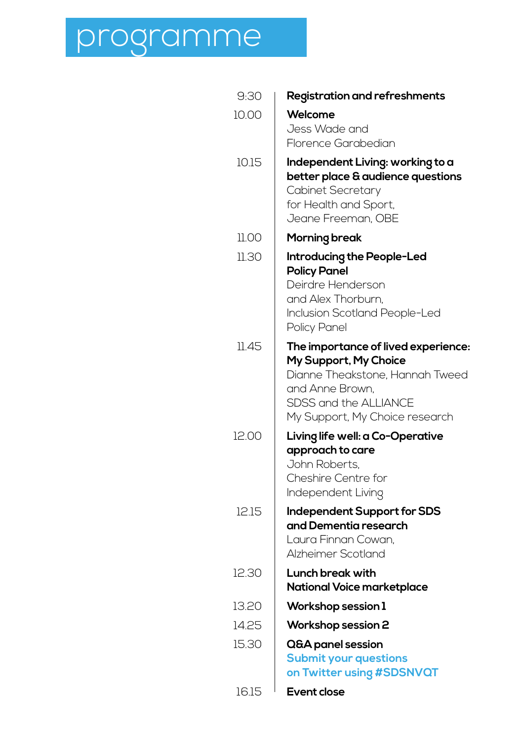# programme

| | |
|---|---|
| 9:30 | **Registration and refreshments** |
| 10.00 | **Welcome**<br>Jess Wade and<br>Florence Garabedian |
| 10.15 | **Independent Living: working to a better place & audience questions**<br>Cabinet Secretary<br>for Health and Sport,<br>Jeane Freeman, OBE |
| 11.00 | **Morning break** |
| 11.30 | **Introducing the People-Led Policy Panel**<br>Deirdre Henderson<br>and Alex Thorburn,<br>Inclusion Scotland People-Led<br>Policy Panel |
| 11.45 | **The importance of lived experience: My Support, My Choice**<br>Dianne Theakstone, Hannah Tweed<br>and Anne Brown,<br>SDSS and the ALLIANCE<br>My Support, My Choice research |
| 12.00 | **Living life well: a Co-Operative approach to care**<br>John Roberts,<br>Cheshire Centre for<br>Independent Living |
| 12.15 | **Independent Support for SDS and Dementia research**<br>Laura Finnan Cowan,<br>Alzheimer Scotland |
| 12.30 | **Lunch break with National Voice marketplace** |
| 13.20 | **Workshop session 1** |
| 14.25 | **Workshop session 2** |
| 15.30 | **Q&A panel session**<br>**Submit your questions on Twitter using #SDSNVQT** |
| 16.15 | **Event close** |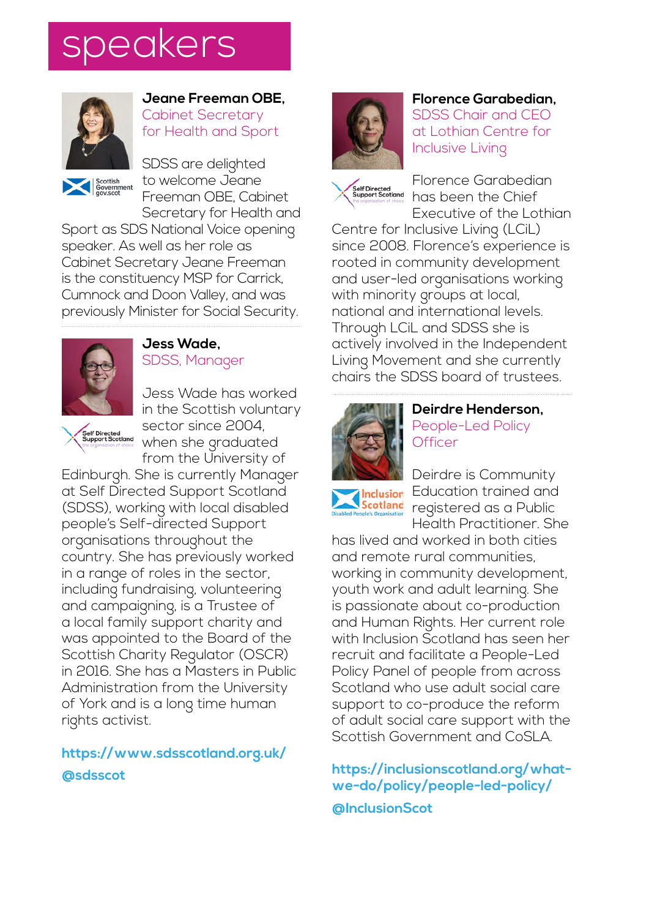# speakers

**Jeane Freeman OBE,**
Cabinet Secretary for Health and Sport

SDSS are delighted to welcome Jeane Freeman OBE, Cabinet Secretary for Health and Sport as SDS National Voice opening speaker. As well as her role as Cabinet Secretary Jeane Freeman is the constituency MSP for Carrick, Cumnock and Doon Valley, and was previously Minister for Social Security.

**Jess Wade,**
SDSS, Manager

Jess Wade has worked in the Scottish voluntary sector since 2004, when she graduated from the University of Edinburgh. She is currently Manager at Self Directed Support Scotland (SDSS), working with local disabled people's Self-directed Support organisations throughout the country. She has previously worked in a range of roles in the sector, including fundraising, volunteering and campaigning, is a Trustee of a local family support charity and was appointed to the Board of the Scottish Charity Regulator (OSCR) in 2016. She has a Masters in Public Administration from the University of York and is a long time human rights activist.

**https://www.sdsscotland.org.uk/**

**@sdsscot**

**Florence Garabedian,**
SDSS Chair and CEO at Lothian Centre for Inclusive Living

Florence Garabedian has been the Chief Executive of the Lothian Centre for Inclusive Living (LCiL) since 2008. Florence's experience is rooted in community development and user-led organisations working with minority groups at local, national and international levels. Through LCiL and SDSS she is actively involved in the Independent Living Movement and she currently chairs the SDSS board of trustees.

**Deirdre Henderson,**
People-Led Policy Officer

Deirdre is Community Education trained and registered as a Public Health Practitioner. She has lived and worked in both cities and remote rural communities, working in community development, youth work and adult learning. She is passionate about co-production and Human Rights. Her current role with Inclusion Scotland has seen her recruit and facilitate a People-Led Policy Panel of people from across Scotland who use adult social care support to co-produce the reform of adult social care support with the Scottish Government and CoSLA.

**https://inclusionscotland.org/what-we-do/policy/people-led-policy/**

**@InclusionScot**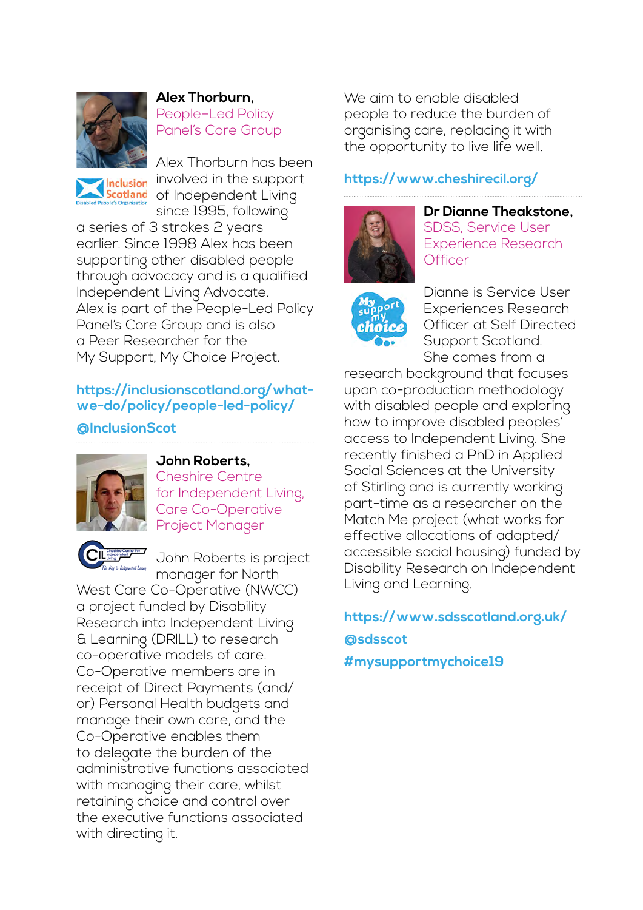**Alex Thorburn,**
People-Led Policy Panel's Core Group

Alex Thorburn has been involved in the support of Independent Living since 1995, following a series of 3 strokes 2 years earlier. Since 1998 Alex has been supporting other disabled people through advocacy and is a qualified Independent Living Advocate. Alex is part of the People-Led Policy Panel's Core Group and is also a Peer Researcher for the My Support, My Choice Project.

**https://inclusionscotland.org/what-we-do/policy/people-led-policy/**

**@InclusionScot**

---

**John Roberts,**
Cheshire Centre for Independent Living, Care Co-Operative Project Manager

John Roberts is project manager for North West Care Co-Operative (NWCC) a project funded by Disability Research into Independent Living & Learning (DRILL) to research co-operative models of care. Co-Operative members are in receipt of Direct Payments (and/or) Personal Health budgets and manage their own care, and the Co-Operative enables them to delegate the burden of the administrative functions associated with managing their care, whilst retaining choice and control over the executive functions associated with directing it.

We aim to enable disabled people to reduce the burden of organising care, replacing it with the opportunity to live life well.

**https://www.cheshirecil.org/**

---

**Dr Dianne Theakstone,**
SDSS, Service User Experience Research Officer

Dianne is Service User Experiences Research Officer at Self Directed Support Scotland. She comes from a research background that focuses upon co-production methodology with disabled people and exploring how to improve disabled peoples' access to Independent Living. She recently finished a PhD in Applied Social Sciences at the University of Stirling and is currently working part-time as a researcher on the Match Me project (what works for effective allocations of adapted/accessible social housing) funded by Disability Research on Independent Living and Learning.

**https://www.sdsscotland.org.uk/**

**@sdsscot**

**#mysupportmychoice19**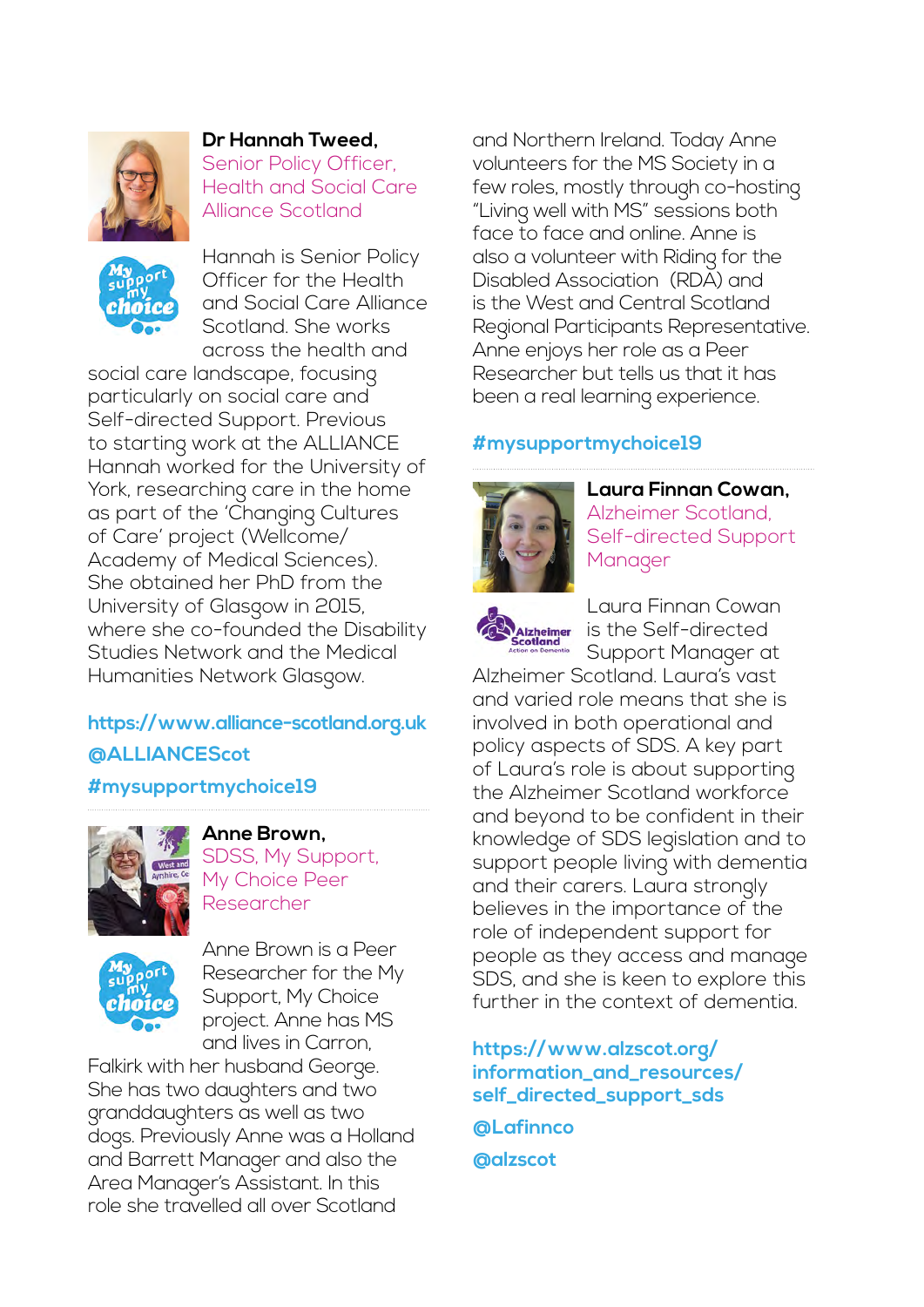**Dr Hannah Tweed,**
Senior Policy Officer, Health and Social Care Alliance Scotland

Hannah is Senior Policy Officer for the Health and Social Care Alliance Scotland. She works across the health and social care landscape, focusing particularly on social care and Self-directed Support. Previous to starting work at the ALLIANCE Hannah worked for the University of York, researching care in the home as part of the 'Changing Cultures of Care' project (Wellcome/ Academy of Medical Sciences). She obtained her PhD from the University of Glasgow in 2015, where she co-founded the Disability Studies Network and the Medical Humanities Network Glasgow.

**https://www.alliance-scotland.org.uk**

**@ALLIANCEScot**

**#mysupportmychoice19**

**Anne Brown,**
SDSS, My Support, My Choice Peer Researcher

Anne Brown is a Peer Researcher for the My Support, My Choice project. Anne has MS and lives in Carron, Falkirk with her husband George. She has two daughters and two granddaughters as well as two dogs. Previously Anne was a Holland and Barrett Manager and also the Area Manager's Assistant. In this role she travelled all over Scotland and Northern Ireland. Today Anne volunteers for the MS Society in a few roles, mostly through co-hosting "Living well with MS" sessions both face to face and online. Anne is also a volunteer with Riding for the Disabled Association (RDA) and is the West and Central Scotland Regional Participants Representative. Anne enjoys her role as a Peer Researcher but tells us that it has been a real learning experience.

**#mysupportmychoice19**

**Laura Finnan Cowan,**
Alzheimer Scotland, Self-directed Support Manager

Laura Finnan Cowan is the Self-directed Support Manager at Alzheimer Scotland. Laura's vast and varied role means that she is involved in both operational and policy aspects of SDS. A key part of Laura's role is about supporting the Alzheimer Scotland workforce and beyond to be confident in their knowledge of SDS legislation and to support people living with dementia and their carers. Laura strongly believes in the importance of the role of independent support for people as they access and manage SDS, and she is keen to explore this further in the context of dementia.

**https://www.alzscot.org/information_and_resources/self_directed_support_sds**

**@Lafinnco**

**@alzscot**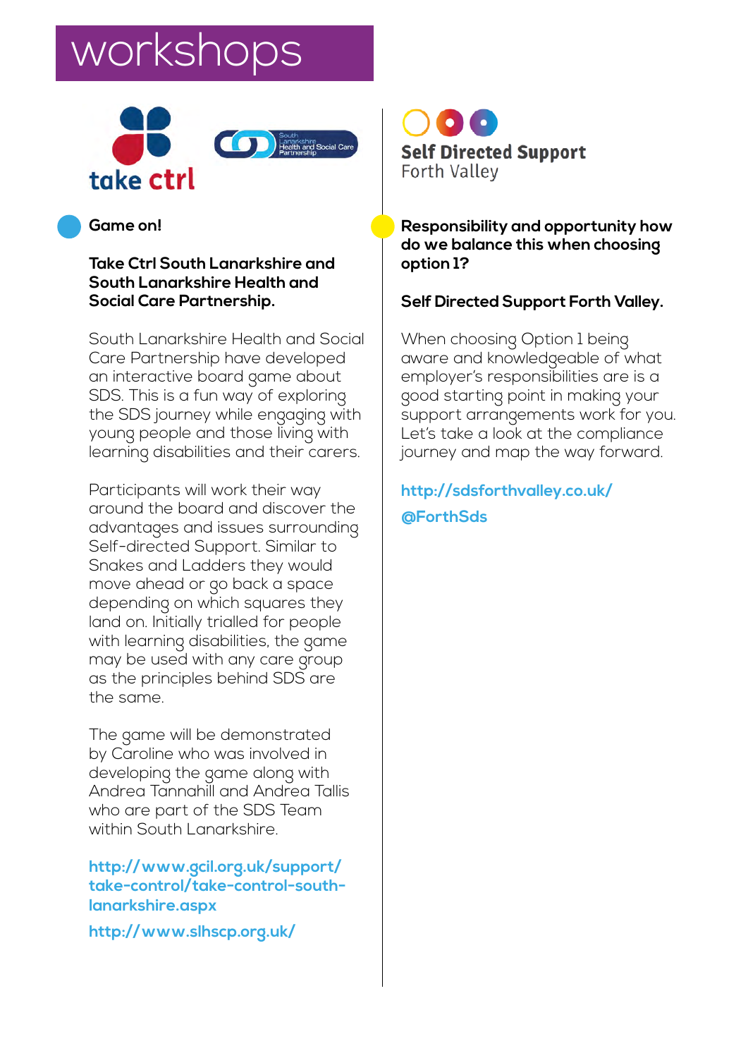# workshops

### Game on!

**Take Ctrl South Lanarkshire and South Lanarkshire Health and Social Care Partnership.**

South Lanarkshire Health and Social Care Partnership have developed an interactive board game about SDS. This is a fun way of exploring the SDS journey while engaging with young people and those living with learning disabilities and their carers.

Participants will work their way around the board and discover the advantages and issues surrounding Self-directed Support. Similar to Snakes and Ladders they would move ahead or go back a space depending on which squares they land on. Initially trialled for people with learning disabilities, the game may be used with any care group as the principles behind SDS are the same.

The game will be demonstrated by Caroline who was involved in developing the game along with Andrea Tannahill and Andrea Tallis who are part of the SDS Team within South Lanarkshire.

**http://www.gcil.org.uk/support/take-control/take-control-south-lanarkshire.aspx**

**http://www.slhscp.org.uk/**

### Responsibility and opportunity how do we balance this when choosing option 1?

**Self Directed Support Forth Valley.**

When choosing Option 1 being aware and knowledgeable of what employer's responsibilities are is a good starting point in making your support arrangements work for you. Let's take a look at the compliance journey and map the way forward.

**http://sdsforthvalley.co.uk/**

**@ForthSds**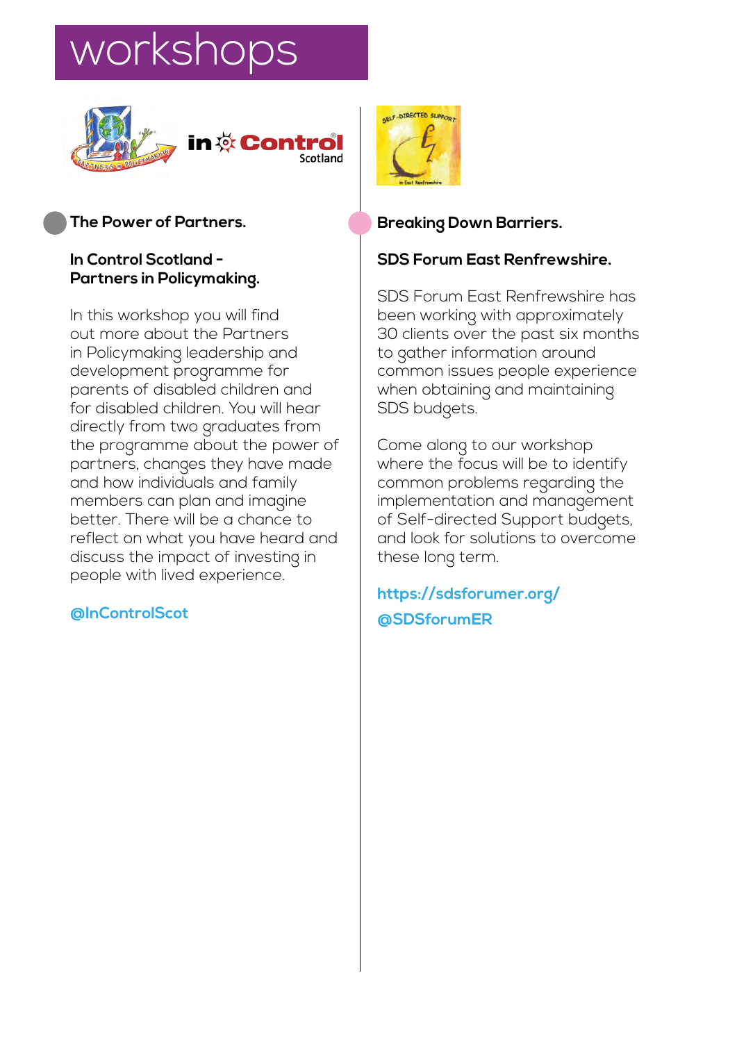# workshops

### The Power of Partners.

**In Control Scotland - Partners in Policymaking.**

In this workshop you will find out more about the Partners in Policymaking leadership and development programme for parents of disabled children and for disabled children. You will hear directly from two graduates from the programme about the power of partners, changes they have made and how individuals and family members can plan and imagine better. There will be a chance to reflect on what you have heard and discuss the impact of investing in people with lived experience.

**@InControlScot**

### Breaking Down Barriers.

**SDS Forum East Renfrewshire.**

SDS Forum East Renfrewshire has been working with approximately 30 clients over the past six months to gather information around common issues people experience when obtaining and maintaining SDS budgets.

Come along to our workshop where the focus will be to identify common problems regarding the implementation and management of Self-directed Support budgets, and look for solutions to overcome these long term.

**https://sdsforumer.org/**

**@SDSforumER**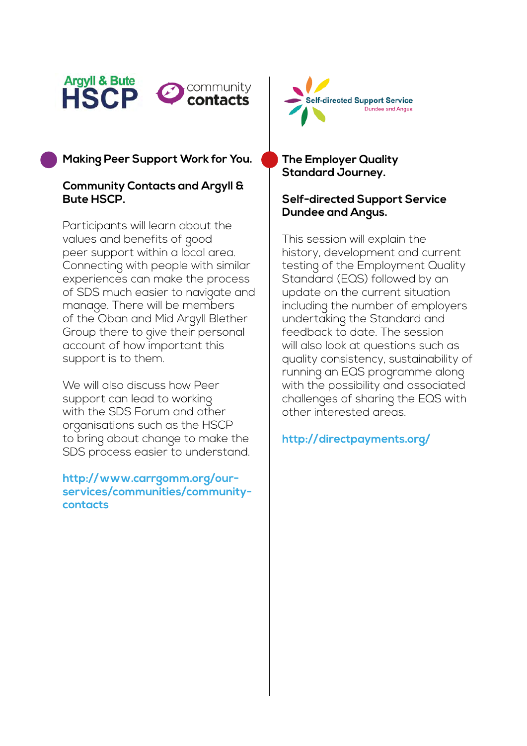## Making Peer Support Work for You.

**Community Contacts and Argyll & Bute HSCP.**

Participants will learn about the values and benefits of good peer support within a local area. Connecting with people with similar experiences can make the process of SDS much easier to navigate and manage. There will be members of the Oban and Mid Argyll Blether Group there to give their personal account of how important this support is to them.

We will also discuss how Peer support can lead to working with the SDS Forum and other organisations such as the HSCP to bring about change to make the SDS process easier to understand.

**http://www.carrgomm.org/our-services/communities/community-contacts**

## The Employer Quality Standard Journey.

**Self-directed Support Service Dundee and Angus.**

This session will explain the history, development and current testing of the Employment Quality Standard (EQS) followed by an update on the current situation including the number of employers undertaking the Standard and feedback to date. The session will also look at questions such as quality consistency, sustainability of running an EQS programme along with the possibility and associated challenges of sharing the EQS with other interested areas.

**http://directpayments.org/**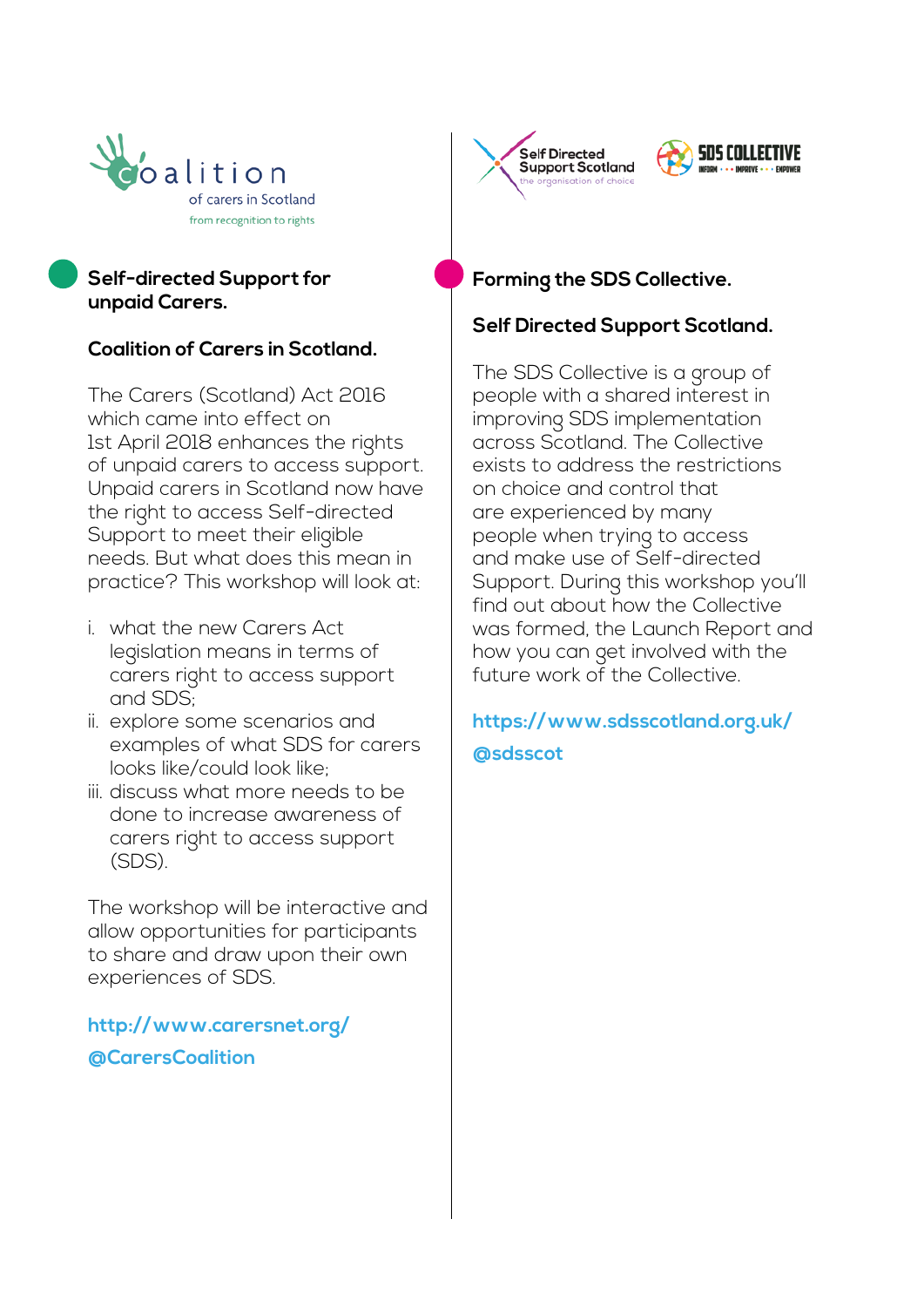## Self-directed Support for unpaid Carers.

### Coalition of Carers in Scotland.

The Carers (Scotland) Act 2016 which came into effect on 1st April 2018 enhances the rights of unpaid carers to access support. Unpaid carers in Scotland now have the right to access Self-directed Support to meet their eligible needs. But what does this mean in practice? This workshop will look at:

i. what the new Carers Act legislation means in terms of carers right to access support and SDS;
ii. explore some scenarios and examples of what SDS for carers looks like/could look like;
iii. discuss what more needs to be done to increase awareness of carers right to access support (SDS).

The workshop will be interactive and allow opportunities for participants to share and draw upon their own experiences of SDS.

**http://www.carersnet.org/**

**@CarersCoalition**

## Forming the SDS Collective.

### Self Directed Support Scotland.

The SDS Collective is a group of people with a shared interest in improving SDS implementation across Scotland. The Collective exists to address the restrictions on choice and control that are experienced by many people when trying to access and make use of Self-directed Support. During this workshop you'll find out about how the Collective was formed, the Launch Report and how you can get involved with the future work of the Collective.

**https://www.sdsscotland.org.uk/**

**@sdsscot**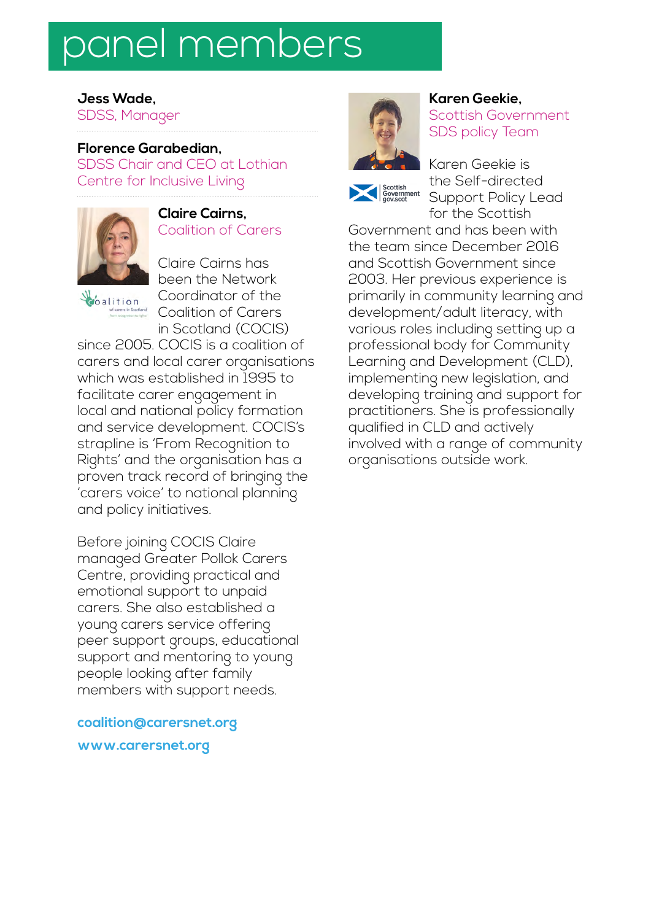# panel members

**Jess Wade,**
SDSS, Manager

**Florence Garabedian,**
SDSS Chair and CEO at Lothian Centre for Inclusive Living

**Claire Cairns,**
Coalition of Carers

Claire Cairns has been the Network Coordinator of the Coalition of Carers in Scotland (COCIS) since 2005. COCIS is a coalition of carers and local carer organisations which was established in 1995 to facilitate carer engagement in local and national policy formation and service development. COCIS's strapline is 'From Recognition to Rights' and the organisation has a proven track record of bringing the 'carers voice' to national planning and policy initiatives.

Before joining COCIS Claire managed Greater Pollok Carers Centre, providing practical and emotional support to unpaid carers. She also established a young carers service offering peer support groups, educational support and mentoring to young people looking after family members with support needs.

**coalition@carersnet.org**
**www.carersnet.org**

**Karen Geekie,**
Scottish Government SDS policy Team

Karen Geekie is the Self-directed Support Policy Lead for the Scottish Government and has been with the team since December 2016 and Scottish Government since 2003. Her previous experience is primarily in community learning and development/adult literacy, with various roles including setting up a professional body for Community Learning and Development (CLD), implementing new legislation, and developing training and support for practitioners. She is professionally qualified in CLD and actively involved with a range of community organisations outside work.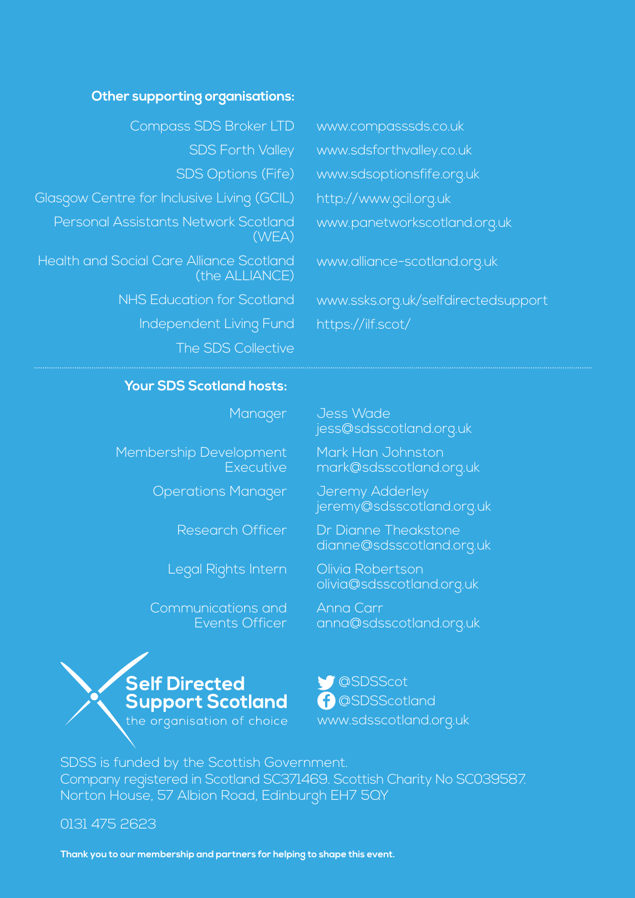### Other supporting organisations:

| | |
|---|---|
| Compass SDS Broker LTD | www.compasssds.co.uk |
| SDS Forth Valley | www.sdsforthvalley.co.uk |
| SDS Options (Fife) | www.sdsoptionsfife.org.uk |
| Glasgow Centre for Inclusive Living (GCIL) | http://www.gcil.org.uk |
| Personal Assistants Network Scotland (WEA) | www.panetworkscotland.org.uk |
| Health and Social Care Alliance Scotland (the ALLIANCE) | www.alliance-scotland.org.uk |
| NHS Education for Scotland | www.ssks.org.uk/selfdirectedsupport |
| Independent Living Fund | https://ilf.scot/ |
| The SDS Collective | |

---

### Your SDS Scotland hosts:

| | |
|---|---|
| Manager | Jess Wade<br>jess@sdsscotland.org.uk |
| Membership Development Executive | Mark Han Johnston<br>mark@sdsscotland.org.uk |
| Operations Manager | Jeremy Adderley<br>jeremy@sdsscotland.org.uk |
| Research Officer | Dr Dianne Theakstone<br>dianne@sdsscotland.org.uk |
| Legal Rights Intern | Olivia Robertson<br>olivia@sdsscotland.org.uk |
| Communications and Events Officer | Anna Carr<br>anna@sdsscotland.org.uk |

**Self Directed Support Scotland**
the organisation of choice

@SDSScot
@SDSScotland
www.sdsscotland.org.uk

SDSS is funded by the Scottish Government.
Company registered in Scotland SC371469. Scottish Charity No SC039587.
Norton House, 57 Albion Road, Edinburgh EH7 5QY

0131 475 2623

**Thank you to our membership and partners for helping to shape this event.**